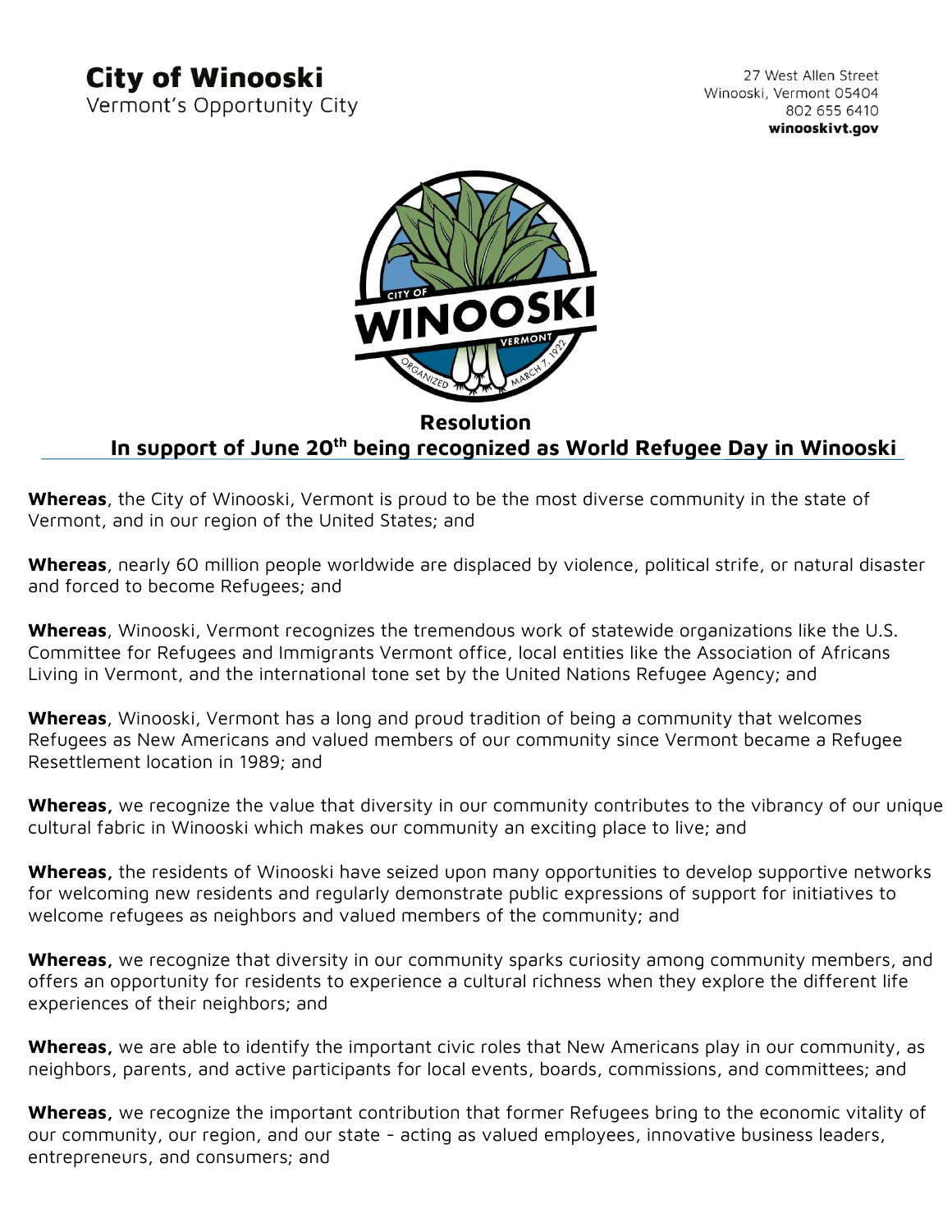**City of Winooski**
Vermont's Opportunity City

27 West Allen Street
Winooski, Vermont 05404
802 655 6410
**winooskivt.gov**

# Resolution

## In support of June 20th being recognized as World Refugee Day in Winooski

**Whereas**, the City of Winooski, Vermont is proud to be the most diverse community in the state of Vermont, and in our region of the United States; and

**Whereas**, nearly 60 million people worldwide are displaced by violence, political strife, or natural disaster and forced to become Refugees; and

**Whereas**, Winooski, Vermont recognizes the tremendous work of statewide organizations like the U.S. Committee for Refugees and Immigrants Vermont office, local entities like the Association of Africans Living in Vermont, and the international tone set by the United Nations Refugee Agency; and

**Whereas**, Winooski, Vermont has a long and proud tradition of being a community that welcomes Refugees as New Americans and valued members of our community since Vermont became a Refugee Resettlement location in 1989; and

**Whereas,** we recognize the value that diversity in our community contributes to the vibrancy of our unique cultural fabric in Winooski which makes our community an exciting place to live; and

**Whereas,** the residents of Winooski have seized upon many opportunities to develop supportive networks for welcoming new residents and regularly demonstrate public expressions of support for initiatives to welcome refugees as neighbors and valued members of the community; and

**Whereas,** we recognize that diversity in our community sparks curiosity among community members, and offers an opportunity for residents to experience a cultural richness when they explore the different life experiences of their neighbors; and

**Whereas,** we are able to identify the important civic roles that New Americans play in our community, as neighbors, parents, and active participants for local events, boards, commissions, and committees; and

**Whereas,** we recognize the important contribution that former Refugees bring to the economic vitality of our community, our region, and our state - acting as valued employees, innovative business leaders, entrepreneurs, and consumers; and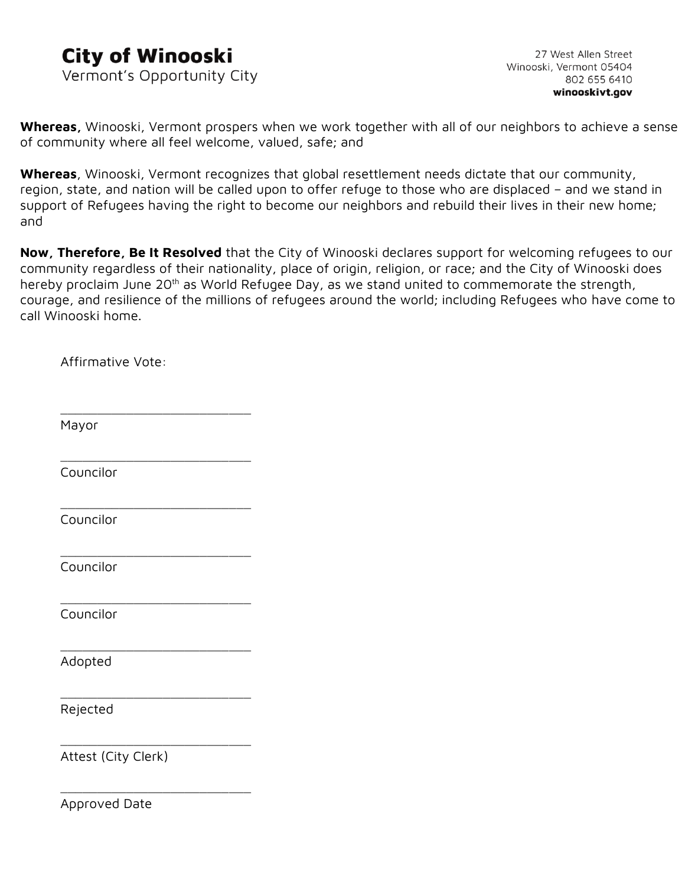# City of Winooski

Vermont's Opportunity City

27 West Allen Street
Winooski, Vermont 05404
802 655 6410
**winooskivt.gov**

**Whereas,** Winooski, Vermont prospers when we work together with all of our neighbors to achieve a sense of community where all feel welcome, valued, safe; and

**Whereas**, Winooski, Vermont recognizes that global resettlement needs dictate that our community, region, state, and nation will be called upon to offer refuge to those who are displaced – and we stand in support of Refugees having the right to become our neighbors and rebuild their lives in their new home; and

**Now, Therefore, Be It Resolved** that the City of Winooski declares support for welcoming refugees to our community regardless of their nationality, place of origin, religion, or race; and the City of Winooski does hereby proclaim June 20th as World Refugee Day, as we stand united to commemorate the strength, courage, and resilience of the millions of refugees around the world; including Refugees who have come to call Winooski home.

Affirmative Vote:

\_\_\_\_\_\_\_\_\_\_\_\_\_\_\_\_\_\_\_\_\_\_\_\_\_\_\_\_
Mayor

\_\_\_\_\_\_\_\_\_\_\_\_\_\_\_\_\_\_\_\_\_\_\_\_\_\_\_\_
Councilor

\_\_\_\_\_\_\_\_\_\_\_\_\_\_\_\_\_\_\_\_\_\_\_\_\_\_\_\_
Councilor

\_\_\_\_\_\_\_\_\_\_\_\_\_\_\_\_\_\_\_\_\_\_\_\_\_\_\_\_
Councilor

\_\_\_\_\_\_\_\_\_\_\_\_\_\_\_\_\_\_\_\_\_\_\_\_\_\_\_\_
Councilor

\_\_\_\_\_\_\_\_\_\_\_\_\_\_\_\_\_\_\_\_\_\_\_\_\_\_\_\_
Adopted

\_\_\_\_\_\_\_\_\_\_\_\_\_\_\_\_\_\_\_\_\_\_\_\_\_\_\_\_
Rejected

\_\_\_\_\_\_\_\_\_\_\_\_\_\_\_\_\_\_\_\_\_\_\_\_\_\_\_\_
Attest (City Clerk)

\_\_\_\_\_\_\_\_\_\_\_\_\_\_\_\_\_\_\_\_\_\_\_\_\_\_\_\_
Approved Date